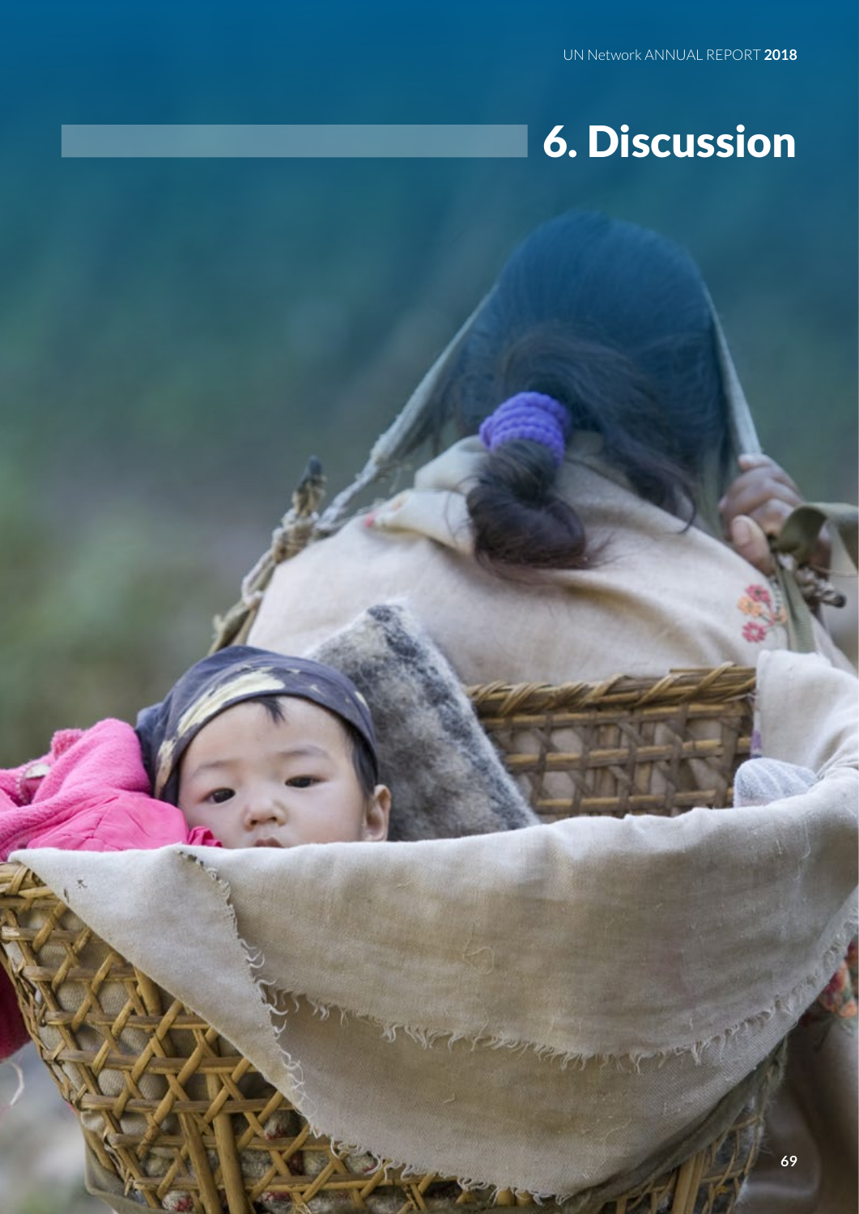# 6. Discussion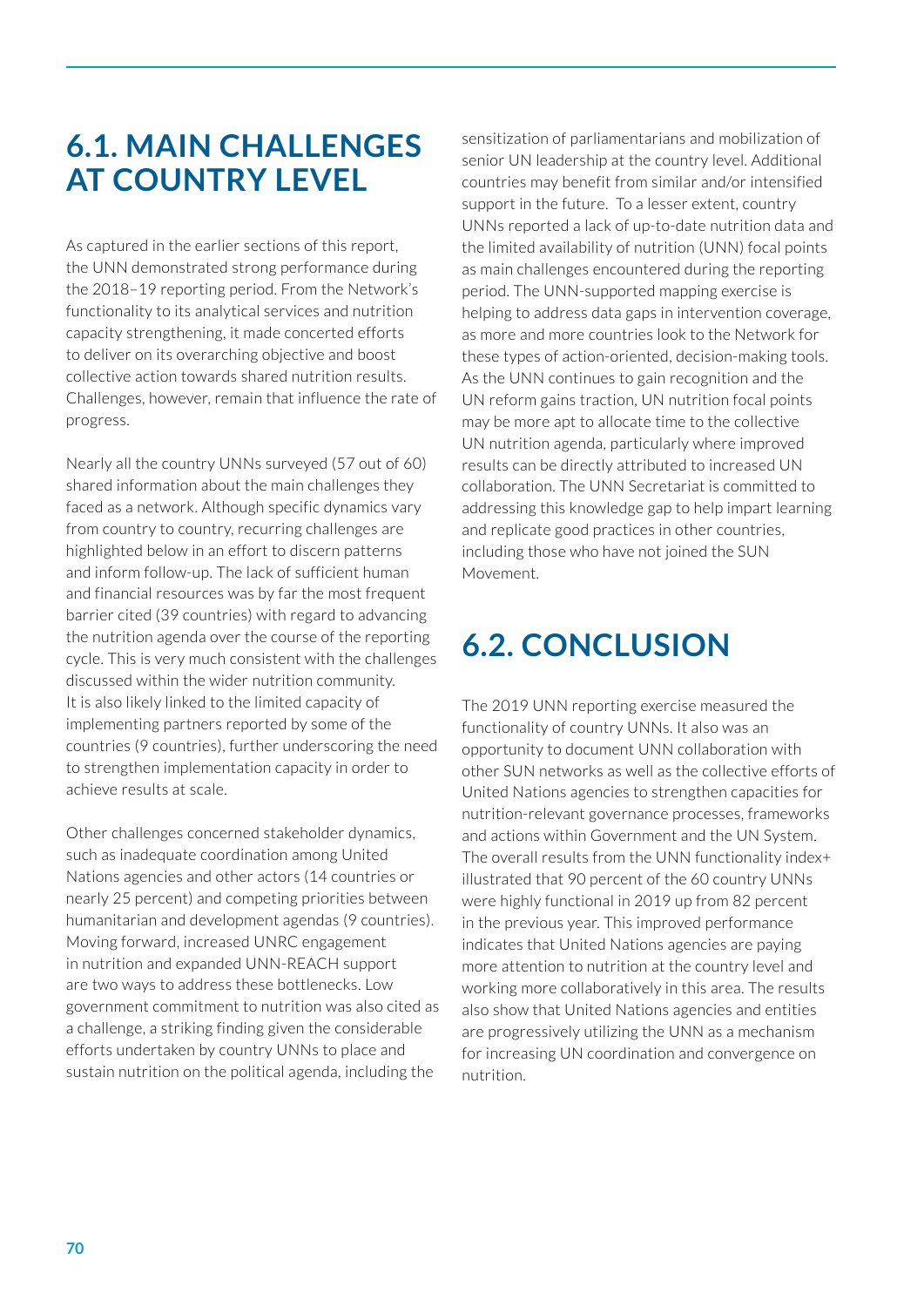## 6.1. MAIN CHALLENGES AT COUNTRY LEVEL

As captured in the earlier sections of this report, the UNN demonstrated strong performance during the 2018–19 reporting period. From the Network's functionality to its analytical services and nutrition capacity strengthening, it made concerted efforts to deliver on its overarching objective and boost collective action towards shared nutrition results. Challenges, however, remain that influence the rate of progress.

Nearly all the country UNNs surveyed (57 out of 60) shared information about the main challenges they faced as a network. Although specific dynamics vary from country to country, recurring challenges are highlighted below in an effort to discern patterns and inform follow-up. The lack of sufficient human and financial resources was by far the most frequent barrier cited (39 countries) with regard to advancing the nutrition agenda over the course of the reporting cycle. This is very much consistent with the challenges discussed within the wider nutrition community. It is also likely linked to the limited capacity of implementing partners reported by some of the countries (9 countries), further underscoring the need to strengthen implementation capacity in order to achieve results at scale.

Other challenges concerned stakeholder dynamics, such as inadequate coordination among United Nations agencies and other actors (14 countries or nearly 25 percent) and competing priorities between humanitarian and development agendas (9 countries). Moving forward, increased UNRC engagement in nutrition and expanded UNN-REACH support are two ways to address these bottlenecks. Low government commitment to nutrition was also cited as a challenge, a striking finding given the considerable efforts undertaken by country UNNs to place and sustain nutrition on the political agenda, including the sensitization of parliamentarians and mobilization of senior UN leadership at the country level. Additional countries may benefit from similar and/or intensified support in the future. To a lesser extent, country UNNs reported a lack of up-to-date nutrition data and the limited availability of nutrition (UNN) focal points as main challenges encountered during the reporting period. The UNN-supported mapping exercise is helping to address data gaps in intervention coverage, as more and more countries look to the Network for these types of action-oriented, decision-making tools. As the UNN continues to gain recognition and the UN reform gains traction, UN nutrition focal points may be more apt to allocate time to the collective UN nutrition agenda, particularly where improved results can be directly attributed to increased UN collaboration. The UNN Secretariat is committed to addressing this knowledge gap to help impart learning and replicate good practices in other countries, including those who have not joined the SUN Movement.

## 6.2. CONCLUSION

The 2019 UNN reporting exercise measured the functionality of country UNNs. It also was an opportunity to document UNN collaboration with other SUN networks as well as the collective efforts of United Nations agencies to strengthen capacities for nutrition-relevant governance processes, frameworks and actions within Government and the UN System. The overall results from the UNN functionality index+ illustrated that 90 percent of the 60 country UNNs were highly functional in 2019 up from 82 percent in the previous year. This improved performance indicates that United Nations agencies are paying more attention to nutrition at the country level and working more collaboratively in this area. The results also show that United Nations agencies and entities are progressively utilizing the UNN as a mechanism for increasing UN coordination and convergence on nutrition.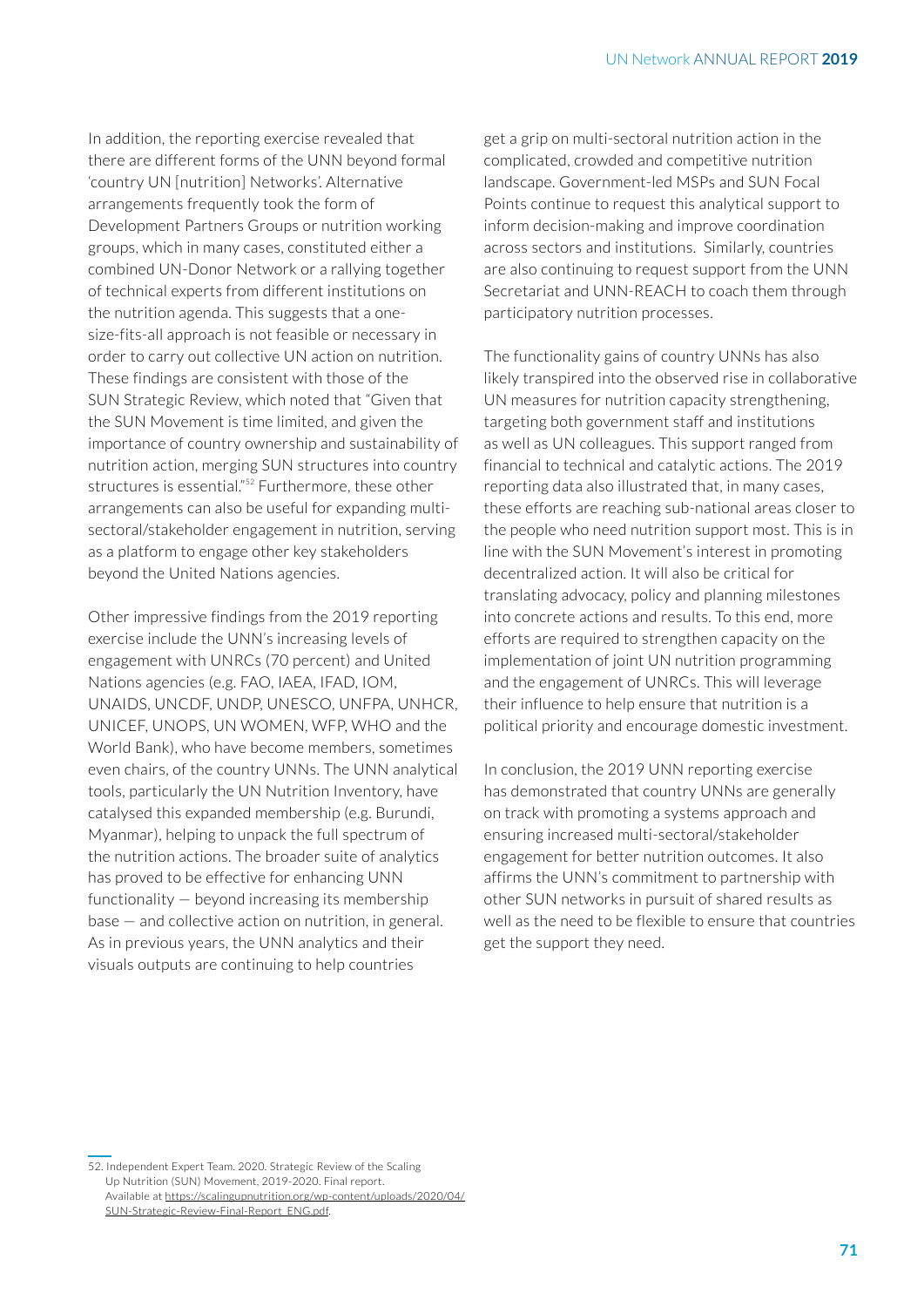In addition, the reporting exercise revealed that there are different forms of the UNN beyond formal 'country UN [nutrition] Networks'. Alternative arrangements frequently took the form of Development Partners Groups or nutrition working groups, which in many cases, constituted either a combined UN-Donor Network or a rallying together of technical experts from different institutions on the nutrition agenda. This suggests that a one-size-fits-all approach is not feasible or necessary in order to carry out collective UN action on nutrition. These findings are consistent with those of the SUN Strategic Review, which noted that "Given that the SUN Movement is time limited, and given the importance of country ownership and sustainability of nutrition action, merging SUN structures into country structures is essential."[52] Furthermore, these other arrangements can also be useful for expanding multi-sectoral/stakeholder engagement in nutrition, serving as a platform to engage other key stakeholders beyond the United Nations agencies.

Other impressive findings from the 2019 reporting exercise include the UNN's increasing levels of engagement with UNRCs (70 percent) and United Nations agencies (e.g. FAO, IAEA, IFAD, IOM, UNAIDS, UNCDF, UNDP, UNESCO, UNFPA, UNHCR, UNICEF, UNOPS, UN WOMEN, WFP, WHO and the World Bank), who have become members, sometimes even chairs, of the country UNNs. The UNN analytical tools, particularly the UN Nutrition Inventory, have catalysed this expanded membership (e.g. Burundi, Myanmar), helping to unpack the full spectrum of the nutrition actions. The broader suite of analytics has proved to be effective for enhancing UNN functionality — beyond increasing its membership base — and collective action on nutrition, in general. As in previous years, the UNN analytics and their visuals outputs are continuing to help countries get a grip on multi-sectoral nutrition action in the complicated, crowded and competitive nutrition landscape. Government-led MSPs and SUN Focal Points continue to request this analytical support to inform decision-making and improve coordination across sectors and institutions. Similarly, countries are also continuing to request support from the UNN Secretariat and UNN-REACH to coach them through participatory nutrition processes.

The functionality gains of country UNNs has also likely transpired into the observed rise in collaborative UN measures for nutrition capacity strengthening, targeting both government staff and institutions as well as UN colleagues. This support ranged from financial to technical and catalytic actions. The 2019 reporting data also illustrated that, in many cases, these efforts are reaching sub-national areas closer to the people who need nutrition support most. This is in line with the SUN Movement's interest in promoting decentralized action. It will also be critical for translating advocacy, policy and planning milestones into concrete actions and results. To this end, more efforts are required to strengthen capacity on the implementation of joint UN nutrition programming and the engagement of UNRCs. This will leverage their influence to help ensure that nutrition is a political priority and encourage domestic investment.

In conclusion, the 2019 UNN reporting exercise has demonstrated that country UNNs are generally on track with promoting a systems approach and ensuring increased multi-sectoral/stakeholder engagement for better nutrition outcomes. It also affirms the UNN's commitment to partnership with other SUN networks in pursuit of shared results as well as the need to be flexible to ensure that countries get the support they need.

---

52. Independent Expert Team. 2020. Strategic Review of the Scaling Up Nutrition (SUN) Movement, 2019-2020. Final report. Available at https://scalingupnutrition.org/wp-content/uploads/2020/04/SUN-Strategic-Review-Final-Report_ENG.pdf.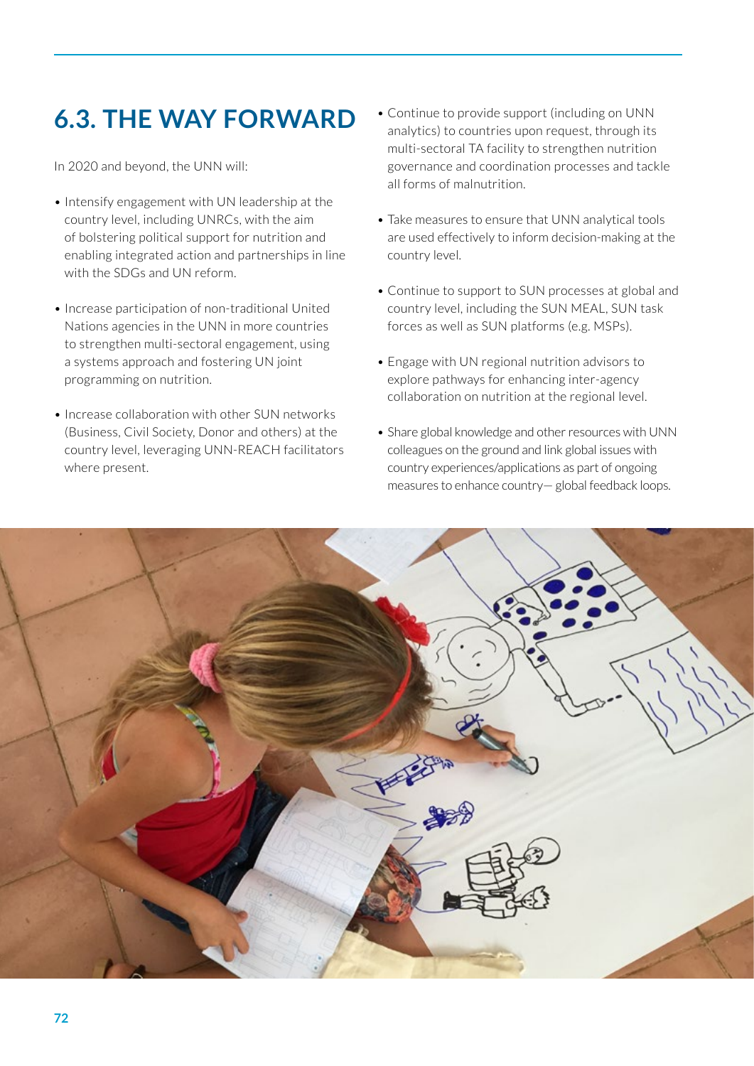## 6.3. THE WAY FORWARD

In 2020 and beyond, the UNN will:

- Intensify engagement with UN leadership at the country level, including UNRCs, with the aim of bolstering political support for nutrition and enabling integrated action and partnerships in line with the SDGs and UN reform.
- Increase participation of non-traditional United Nations agencies in the UNN in more countries to strengthen multi-sectoral engagement, using a systems approach and fostering UN joint programming on nutrition.
- Increase collaboration with other SUN networks (Business, Civil Society, Donor and others) at the country level, leveraging UNN-REACH facilitators where present.
- Continue to provide support (including on UNN analytics) to countries upon request, through its multi-sectoral TA facility to strengthen nutrition governance and coordination processes and tackle all forms of malnutrition.
- Take measures to ensure that UNN analytical tools are used effectively to inform decision-making at the country level.
- Continue to support to SUN processes at global and country level, including the SUN MEAL, SUN task forces as well as SUN platforms (e.g. MSPs).
- Engage with UN regional nutrition advisors to explore pathways for enhancing inter-agency collaboration on nutrition at the regional level.
- Share global knowledge and other resources with UNN colleagues on the ground and link global issues with country experiences/applications as part of ongoing measures to enhance country— global feedback loops.